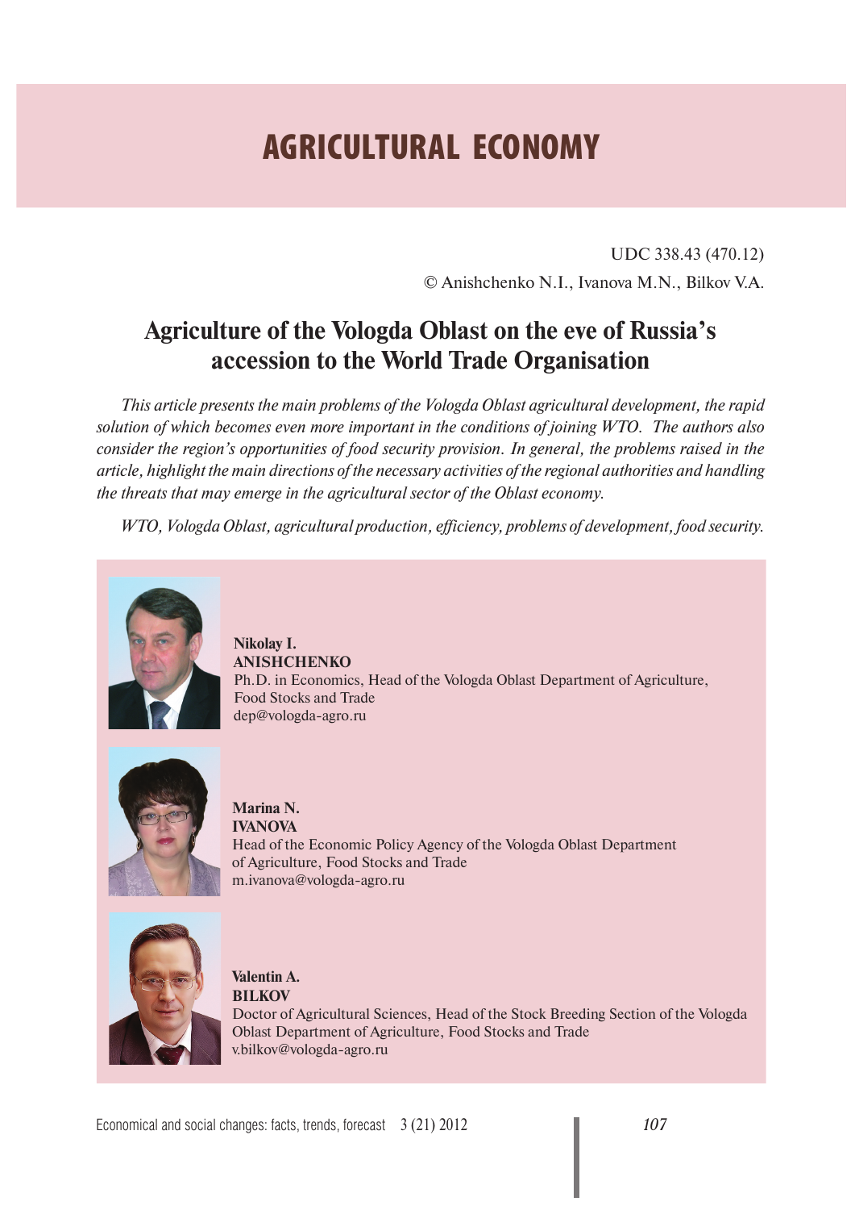# AGRICULTURAL ECONOMY

UDC 338.43 (470.12)

© Anishchenko N.I., Ivanova M.N., Bilkov V.A.

## Agriculture of the Vologda Oblast on the eve of Russia's accession to the World Trade Organisation

*This article presents the main problems of the Vologda Oblast agricultural development, the rapid solution of which becomes even more important in the conditions of joining WTO. The authors also consider the region's opportunities of food security provision. In general, the problems raised in the article, highlight the main directions of the necessary activities of the regional authorities and handling the threats that may emerge in the agricultural sector of the Oblast economy.*

*WTO, Vologda Oblast, agricultural production, efficiency, problems of development, food security.*

**Nikolay I. ANISHCHENKO**
Ph.D. in Economics, Head of the Vologda Oblast Department of Agriculture, Food Stocks and Trade
dep@vologda-agro.ru

**Marina N. IVANOVA**
Head of the Economic Policy Agency of the Vologda Oblast Department of Agriculture, Food Stocks and Trade
m.ivanova@vologda-agro.ru

**Valentin A. BILKOV**
Doctor of Agricultural Sciences, Head of the Stock Breeding Section of the Vologda Oblast Department of Agriculture, Food Stocks and Trade
v.bilkov@vologda-agro.ru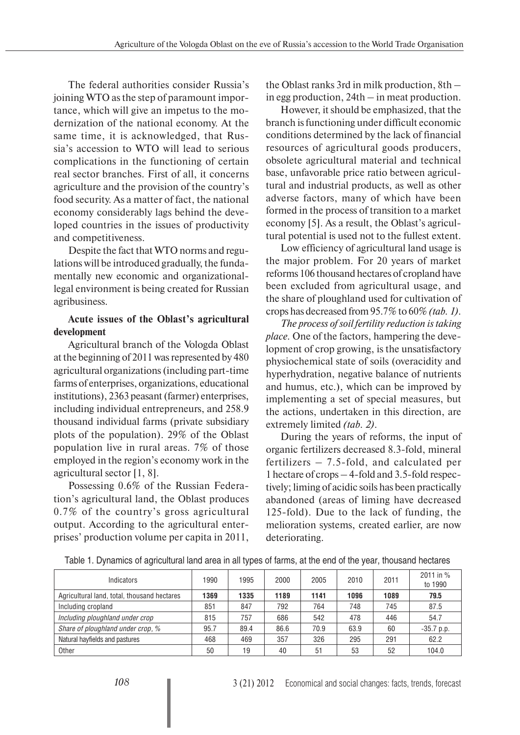The federal authorities consider Russia's joining WTO as the step of paramount importance, which will give an impetus to the modernization of the national economy. At the same time, it is acknowledged, that Russia's accession to WTO will lead to serious complications in the functioning of certain real sector branches. First of all, it concerns agriculture and the provision of the country's food security. As a matter of fact, the national economy considerably lags behind the developed countries in the issues of productivity and competitiveness.

Despite the fact that WTO norms and regulations will be introduced gradually, the fundamentally new economic and organizational-legal environment is being created for Russian agribusiness.

**Acute issues of the Oblast's agricultural development**

Agricultural branch of the Vologda Oblast at the beginning of 2011 was represented by 480 agricultural organizations (including part-time farms of enterprises, organizations, educational institutions), 2363 peasant (farmer) enterprises, including individual entrepreneurs, and 258.9 thousand individual farms (private subsidiary plots of the population). 29% of the Oblast population live in rural areas. 7% of those employed in the region's economy work in the agricultural sector [1, 8].

Possessing 0.6% of the Russian Federation's agricultural land, the Oblast produces 0.7% of the country's gross agricultural output. According to the agricultural enterprises' production volume per capita in 2011, the Oblast ranks 3rd in milk production, 8th – in egg production, 24th – in meat production.

However, it should be emphasized, that the branch is functioning under difficult economic conditions determined by the lack of financial resources of agricultural goods producers, obsolete agricultural material and technical base, unfavorable price ratio between agricultural and industrial products, as well as other adverse factors, many of which have been formed in the process of transition to a market economy [5]. As a result, the Oblast's agricultural potential is used not to the fullest extent.

Low efficiency of agricultural land usage is the major problem. For 20 years of market reforms 106 thousand hectares of cropland have been excluded from agricultural usage, and the share of ploughland used for cultivation of crops has decreased from 95.7% to 60% *(tab. 1)*.

*The process of soil fertility reduction is taking place.* One of the factors, hampering the development of crop growing, is the unsatisfactory physiochemical state of soils (overacidity and hyperhydration, negative balance of nutrients and humus, etc.), which can be improved by implementing a set of special measures, but the actions, undertaken in this direction, are extremely limited *(tab. 2)*.

During the years of reforms, the input of organic fertilizers decreased 8.3-fold, mineral fertilizers – 7.5-fold, and calculated per 1 hectare of crops – 4-fold and 3.5-fold respectively; liming of acidic soils has been practically abandoned (areas of liming have decreased 125-fold). Due to the lack of funding, the melioration systems, created earlier, are now deteriorating.

Table 1. Dynamics of agricultural land area in all types of farms, at the end of the year, thousand hectares

| Indicators | 1990 | 1995 | 2000 | 2005 | 2010 | 2011 | 2011 in % to 1990 |
|---|---|---|---|---|---|---|---|
| Agricultural land, total, thousand hectares | **1369** | **1335** | **1189** | **1141** | **1096** | **1089** | **79.5** |
| Including cropland | 851 | 847 | 792 | 764 | 748 | 745 | 87.5 |
| *Including ploughland under crop* | 815 | 757 | 686 | 542 | 478 | 446 | 54.7 |
| *Share of ploughland under crop, %* | 95.7 | 89.4 | 86.6 | 70.9 | 63.9 | 60 | -35.7 p.p. |
| Natural hayfields and pastures | 468 | 469 | 357 | 326 | 295 | 291 | 62.2 |
| Other | 50 | 19 | 40 | 51 | 53 | 52 | 104.0 |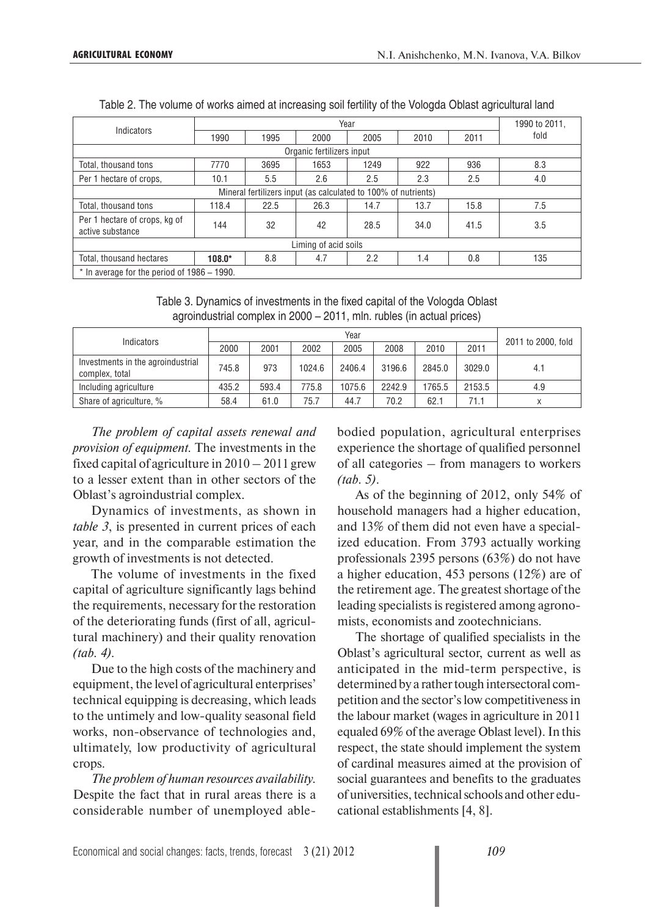Table 2. The volume of works aimed at increasing soil fertility of the Vologda Oblast agricultural land

| Indicators | Year | | | | | | 1990 to 2011, fold |
|---|---|---|---|---|---|---|---|
| | 1990 | 1995 | 2000 | 2005 | 2010 | 2011 | |
| Organic fertilizers input | | | | | | | |
| Total, thousand tons | 7770 | 3695 | 1653 | 1249 | 922 | 936 | 8.3 |
| Per 1 hectare of crops, | 10.1 | 5.5 | 2.6 | 2.5 | 2.3 | 2.5 | 4.0 |
| Mineral fertilizers input (as calculated to 100% of nutrients) | | | | | | | |
| Total, thousand tons | 118.4 | 22.5 | 26.3 | 14.7 | 13.7 | 15.8 | 7.5 |
| Per 1 hectare of crops, kg of active substance | 144 | 32 | 42 | 28.5 | 34.0 | 41.5 | 3.5 |
| Liming of acid soils | | | | | | | |
| Total, thousand hectares | **108.0*** | 8.8 | 4.7 | 2.2 | 1.4 | 0.8 | 135 |

\* In average for the period of 1986 – 1990.

Table 3. Dynamics of investments in the fixed capital of the Vologda Oblast agroindustrial complex in 2000 – 2011, mln. rubles (in actual prices)

| Indicators | Year | | | | | | | 2011 to 2000, fold |
|---|---|---|---|---|---|---|---|---|
| | 2000 | 2001 | 2002 | 2005 | 2008 | 2010 | 2011 | |
| Investments in the agroindustrial complex, total | 745.8 | 973 | 1024.6 | 2406.4 | 3196.6 | 2845.0 | 3029.0 | 4.1 |
| Including agriculture | 435.2 | 593.4 | 775.8 | 1075.6 | 2242.9 | 1765.5 | 2153.5 | 4.9 |
| Share of agriculture, % | 58.4 | 61.0 | 75.7 | 44.7 | 70.2 | 62.1 | 71.1 | x |

*The problem of capital assets renewal and provision of equipment.* The investments in the fixed capital of agriculture in 2010 – 2011 grew to a lesser extent than in other sectors of the Oblast's agroindustrial complex.

Dynamics of investments, as shown in *table 3*, is presented in current prices of each year, and in the comparable estimation the growth of investments is not detected.

The volume of investments in the fixed capital of agriculture significantly lags behind the requirements, necessary for the restoration of the deteriorating funds (first of all, agricultural machinery) and their quality renovation *(tab. 4)*.

Due to the high costs of the machinery and equipment, the level of agricultural enterprises' technical equipping is decreasing, which leads to the untimely and low-quality seasonal field works, non-observance of technologies and, ultimately, low productivity of agricultural crops.

*The problem of human resources availability.* Despite the fact that in rural areas there is a considerable number of unemployed able-bodied population, agricultural enterprises experience the shortage of qualified personnel of all categories – from managers to workers *(tab. 5)*.

As of the beginning of 2012, only 54% of household managers had a higher education, and 13% of them did not even have a specialized education. From 3793 actually working professionals 2395 persons (63%) do not have a higher education, 453 persons (12%) are of the retirement age. The greatest shortage of the leading specialists is registered among agronomists, economists and zootechnicians.

The shortage of qualified specialists in the Oblast's agricultural sector, current as well as anticipated in the mid-term perspective, is determined by a rather tough intersectoral competition and the sector's low competitiveness in the labour market (wages in agriculture in 2011 equaled 69% of the average Oblast level). In this respect, the state should implement the system of cardinal measures aimed at the provision of social guarantees and benefits to the graduates of universities, technical schools and other educational establishments [4, 8].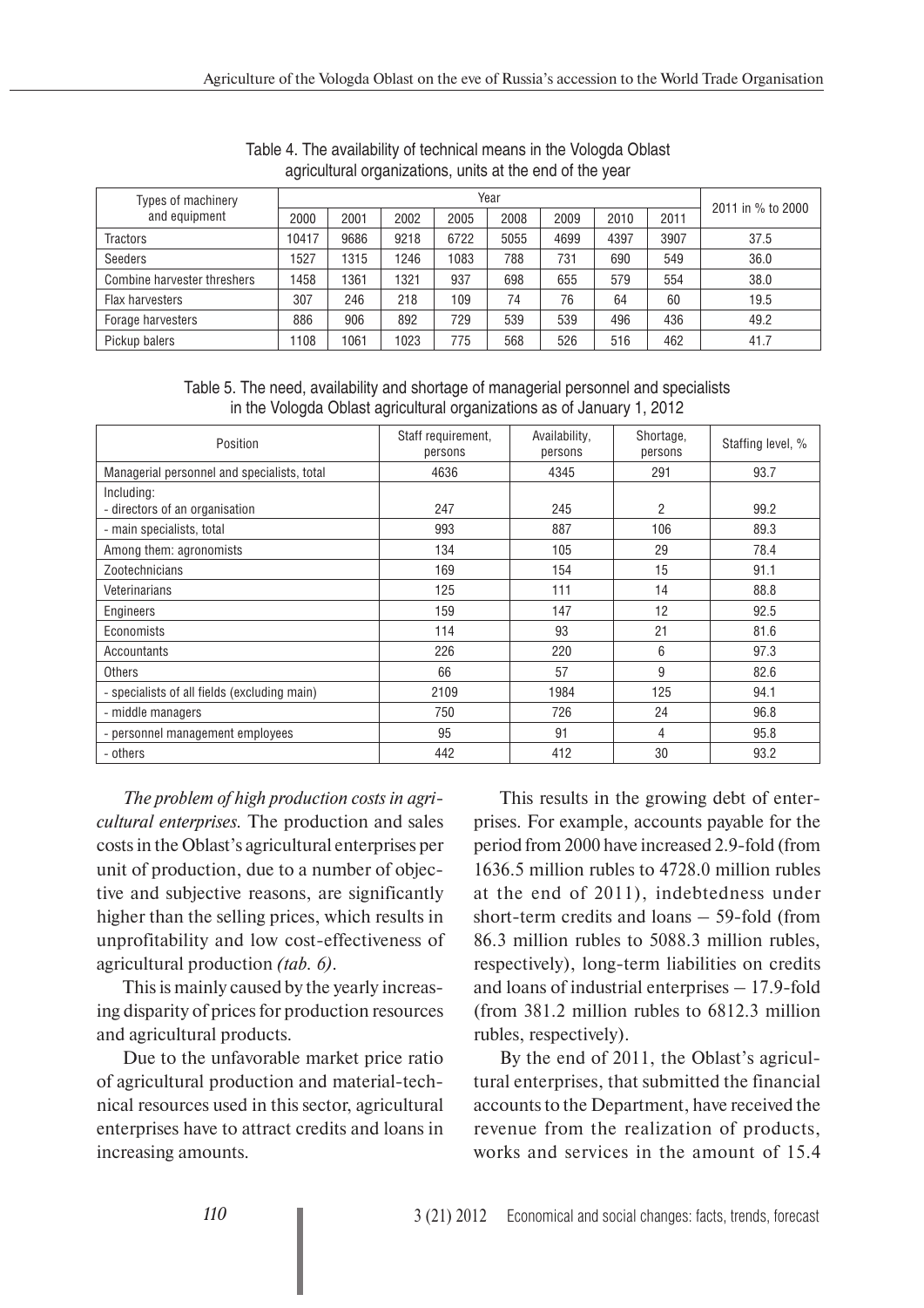Table 4. The availability of technical means in the Vologda Oblast agricultural organizations, units at the end of the year

| Types of machinery and equipment | Year | | | | | | | | 2011 in % to 2000 |
|---|---|---|---|---|---|---|---|---|---|
| | 2000 | 2001 | 2002 | 2005 | 2008 | 2009 | 2010 | 2011 | |
| Tractors | 10417 | 9686 | 9218 | 6722 | 5055 | 4699 | 4397 | 3907 | 37.5 |
| Seeders | 1527 | 1315 | 1246 | 1083 | 788 | 731 | 690 | 549 | 36.0 |
| Combine harvester threshers | 1458 | 1361 | 1321 | 937 | 698 | 655 | 579 | 554 | 38.0 |
| Flax harvesters | 307 | 246 | 218 | 109 | 74 | 76 | 64 | 60 | 19.5 |
| Forage harvesters | 886 | 906 | 892 | 729 | 539 | 539 | 496 | 436 | 49.2 |
| Pickup balers | 1108 | 1061 | 1023 | 775 | 568 | 526 | 516 | 462 | 41.7 |

Table 5. The need, availability and shortage of managerial personnel and specialists in the Vologda Oblast agricultural organizations as of January 1, 2012

| Position | Staff requirement, persons | Availability, persons | Shortage, persons | Staffing level, % |
|---|---|---|---|---|
| Managerial personnel and specialists, total | 4636 | 4345 | 291 | 93.7 |
| Including: - directors of an organisation | 247 | 245 | 2 | 99.2 |
| - main specialists, total | 993 | 887 | 106 | 89.3 |
| Among them: agronomists | 134 | 105 | 29 | 78.4 |
| Zootechnicians | 169 | 154 | 15 | 91.1 |
| Veterinarians | 125 | 111 | 14 | 88.8 |
| Engineers | 159 | 147 | 12 | 92.5 |
| Economists | 114 | 93 | 21 | 81.6 |
| Accountants | 226 | 220 | 6 | 97.3 |
| Others | 66 | 57 | 9 | 82.6 |
| - specialists of all fields (excluding main) | 2109 | 1984 | 125 | 94.1 |
| - middle managers | 750 | 726 | 24 | 96.8 |
| - personnel management employees | 95 | 91 | 4 | 95.8 |
| - others | 442 | 412 | 30 | 93.2 |

*The problem of high production costs in agricultural enterprises.* The production and sales costs in the Oblast's agricultural enterprises per unit of production, due to a number of objective and subjective reasons, are significantly higher than the selling prices, which results in unprofitability and low cost-effectiveness of agricultural production *(tab. 6)*.

This is mainly caused by the yearly increasing disparity of prices for production resources and agricultural products.

Due to the unfavorable market price ratio of agricultural production and material-technical resources used in this sector, agricultural enterprises have to attract credits and loans in increasing amounts.

This results in the growing debt of enterprises. For example, accounts payable for the period from 2000 have increased 2.9-fold (from 1636.5 million rubles to 4728.0 million rubles at the end of 2011), indebtedness under short-term credits and loans – 59-fold (from 86.3 million rubles to 5088.3 million rubles, respectively), long-term liabilities on credits and loans of industrial enterprises – 17.9-fold (from 381.2 million rubles to 6812.3 million rubles, respectively).

By the end of 2011, the Oblast's agricultural enterprises, that submitted the financial accounts to the Department, have received the revenue from the realization of products, works and services in the amount of 15.4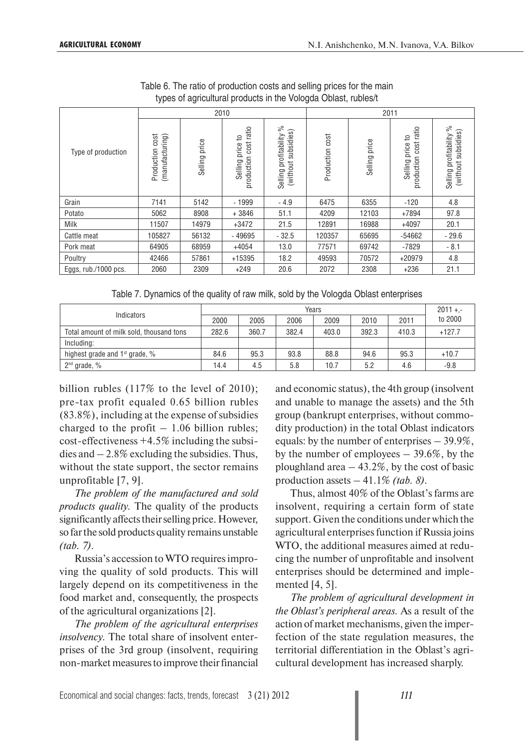Table 6. The ratio of production costs and selling prices for the main types of agricultural products in the Vologda Oblast, rubles/t

| Type of production | 2010 | | | | 2011 | | | |
|---|---|---|---|---|---|---|---|---|
| | Production cost (manufacturing) | Selling price | Selling price to production cost ratio | Selling profitability % (without subsidies) | Production cost | Selling price | Selling price to production cost ratio | Selling profitability % (without subsidies) |
| Grain | 7141 | 5142 | - 1999 | - 4.9 | 6475 | 6355 | -120 | 4.8 |
| Potato | 5062 | 8908 | + 3846 | 51.1 | 4209 | 12103 | +7894 | 97.8 |
| Milk | 11507 | 14979 | +3472 | 21.5 | 12891 | 16988 | +4097 | 20.1 |
| Cattle meat | 105827 | 56132 | - 49695 | - 32.5 | 120357 | 65695 | -54662 | - 29.6 |
| Pork meat | 64905 | 68959 | +4054 | 13.0 | 77571 | 69742 | -7829 | - 8.1 |
| Poultry | 42466 | 57861 | +15395 | 18.2 | 49593 | 70572 | +20979 | 4.8 |
| Eggs, rub./1000 pcs. | 2060 | 2309 | +249 | 20.6 | 2072 | 2308 | +236 | 21.1 |

Table 7. Dynamics of the quality of raw milk, sold by the Vologda Oblast enterprises

| Indicators | Years | | | | | | 2011 +,- to 2000 |
|---|---|---|---|---|---|---|---|
| | 2000 | 2005 | 2006 | 2009 | 2010 | 2011 | |
| Total amount of milk sold, thousand tons | 282.6 | 360.7 | 382.4 | 403.0 | 392.3 | 410.3 | +127.7 |
| Including: | | | | | | | |
| highest grade and 1st grade, % | 84.6 | 95.3 | 93.8 | 88.8 | 94.6 | 95.3 | +10.7 |
| 2nd grade, % | 14.4 | 4.5 | 5.8 | 10.7 | 5.2 | 4.6 | -9.8 |

billion rubles (117% to the level of 2010); pre-tax profit equaled 0.65 billion rubles (83.8%), including at the expense of subsidies charged to the profit – 1.06 billion rubles; cost-effectiveness +4.5% including the subsidies and – 2.8% excluding the subsidies. Thus, without the state support, the sector remains unprofitable [7, 9].

*The problem of the manufactured and sold products quality.* The quality of the products significantly affects their selling price. However, so far the sold products quality remains unstable *(tab. 7)*.

Russia's accession to WTO requires improving the quality of sold products. This will largely depend on its competitiveness in the food market and, consequently, the prospects of the agricultural organizations [2].

*The problem of the agricultural enterprises insolvency.* The total share of insolvent enterprises of the 3rd group (insolvent, requiring non-market measures to improve their financial and economic status), the 4th group (insolvent and unable to manage the assets) and the 5th group (bankrupt enterprises, without commodity production) in the total Oblast indicators equals: by the number of enterprises – 39.9%, by the number of employees – 39.6%, by the ploughland area – 43.2%, by the cost of basic production assets – 41.1% *(tab. 8)*.

Thus, almost 40% of the Oblast's farms are insolvent, requiring a certain form of state support. Given the conditions under which the agricultural enterprises function if Russia joins WTO, the additional measures aimed at reducing the number of unprofitable and insolvent enterprises should be determined and implemented [4, 5].

*The problem of agricultural development in the Oblast's peripheral areas.* As a result of the action of market mechanisms, given the imperfection of the state regulation measures, the territorial differentiation in the Oblast's agricultural development has increased sharply.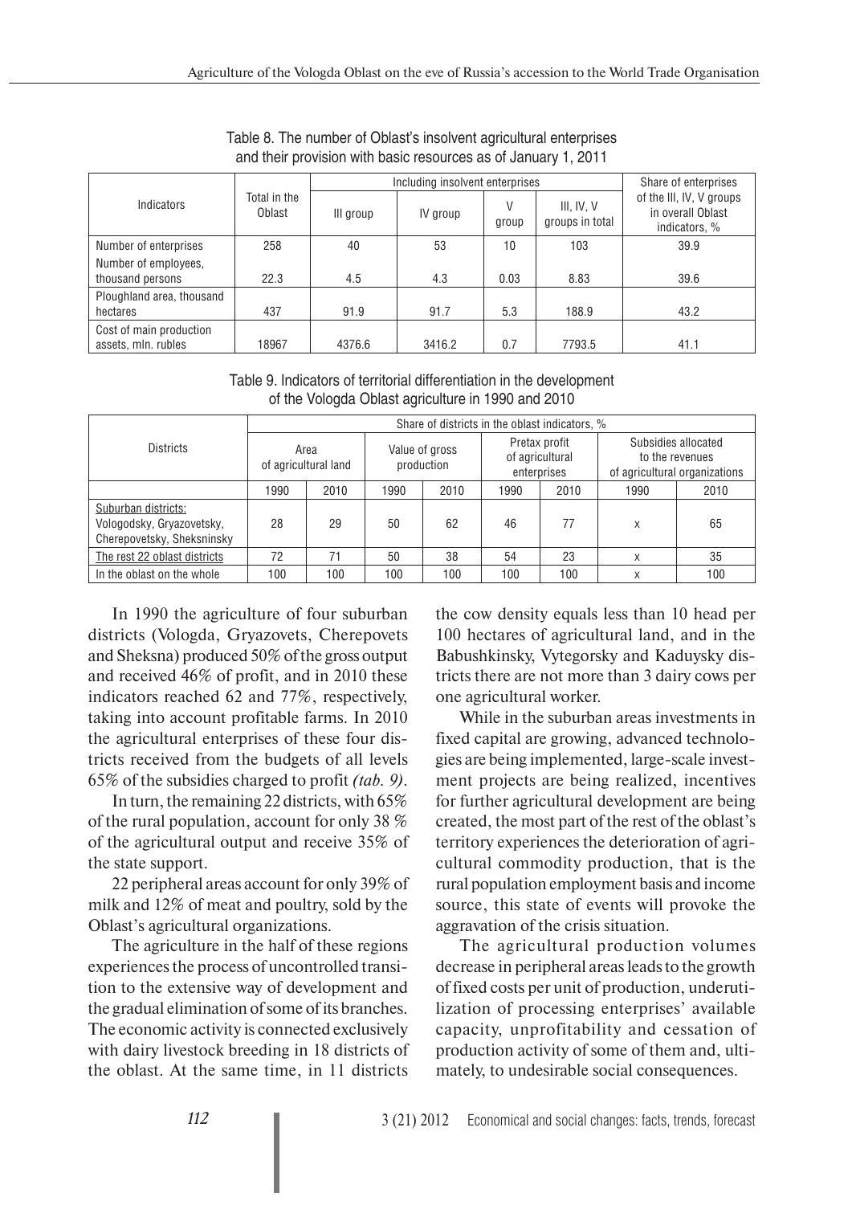Table 8. The number of Oblast's insolvent agricultural enterprises and their provision with basic resources as of January 1, 2011

| Indicators | Total in the Oblast | Including insolvent enterprises | | | | Share of enterprises of the III, IV, V groups in overall Oblast indicators, % |
|---|---|---|---|---|---|---|
| | | III group | IV group | V group | III, IV, V groups in total | |
| Number of enterprises | 258 | 40 | 53 | 10 | 103 | 39.9 |
| Number of employees, thousand persons | 22.3 | 4.5 | 4.3 | 0.03 | 8.83 | 39.6 |
| Ploughland area, thousand hectares | 437 | 91.9 | 91.7 | 5.3 | 188.9 | 43.2 |
| Cost of main production assets, mln. rubles | 18967 | 4376.6 | 3416.2 | 0.7 | 7793.5 | 41.1 |

Table 9. Indicators of territorial differentiation in the development of the Vologda Oblast agriculture in 1990 and 2010

| Districts | Share of districts in the oblast indicators, % | | | | | | | |
|---|---|---|---|---|---|---|---|---|
| | Area of agricultural land | | Value of gross production | | Pretax profit of agricultural enterprises | | Subsidies allocated to the revenues of agricultural organizations | |
| | 1990 | 2010 | 1990 | 2010 | 1990 | 2010 | 1990 | 2010 |
| Suburban districts: Vologodsky, Gryazovetsky, Cherepovetsky, Sheksninsky | 28 | 29 | 50 | 62 | 46 | 77 | x | 65 |
| The rest 22 oblast districts | 72 | 71 | 50 | 38 | 54 | 23 | x | 35 |
| In the oblast on the whole | 100 | 100 | 100 | 100 | 100 | 100 | x | 100 |

In 1990 the agriculture of four suburban districts (Vologda, Gryazovets, Cherepovets and Sheksna) produced 50% of the gross output and received 46% of profit, and in 2010 these indicators reached 62 and 77%, respectively, taking into account profitable farms. In 2010 the agricultural enterprises of these four districts received from the budgets of all levels 65% of the subsidies charged to profit *(tab. 9)*.

In turn, the remaining 22 districts, with 65% of the rural population, account for only 38 % of the agricultural output and receive 35% of the state support.

22 peripheral areas account for only 39% of milk and 12% of meat and poultry, sold by the Oblast's agricultural organizations.

The agriculture in the half of these regions experiences the process of uncontrolled transition to the extensive way of development and the gradual elimination of some of its branches. The economic activity is connected exclusively with dairy livestock breeding in 18 districts of the oblast. At the same time, in 11 districts the cow density equals less than 10 head per 100 hectares of agricultural land, and in the Babushkinsky, Vytegorsky and Kaduysky districts there are not more than 3 dairy cows per one agricultural worker.

While in the suburban areas investments in fixed capital are growing, advanced technologies are being implemented, large-scale investment projects are being realized, incentives for further agricultural development are being created, the most part of the rest of the oblast's territory experiences the deterioration of agricultural commodity production, that is the rural population employment basis and income source, this state of events will provoke the aggravation of the crisis situation.

The agricultural production volumes decrease in peripheral areas leads to the growth of fixed costs per unit of production, underutilization of processing enterprises' available capacity, unprofitability and cessation of production activity of some of them and, ultimately, to undesirable social consequences.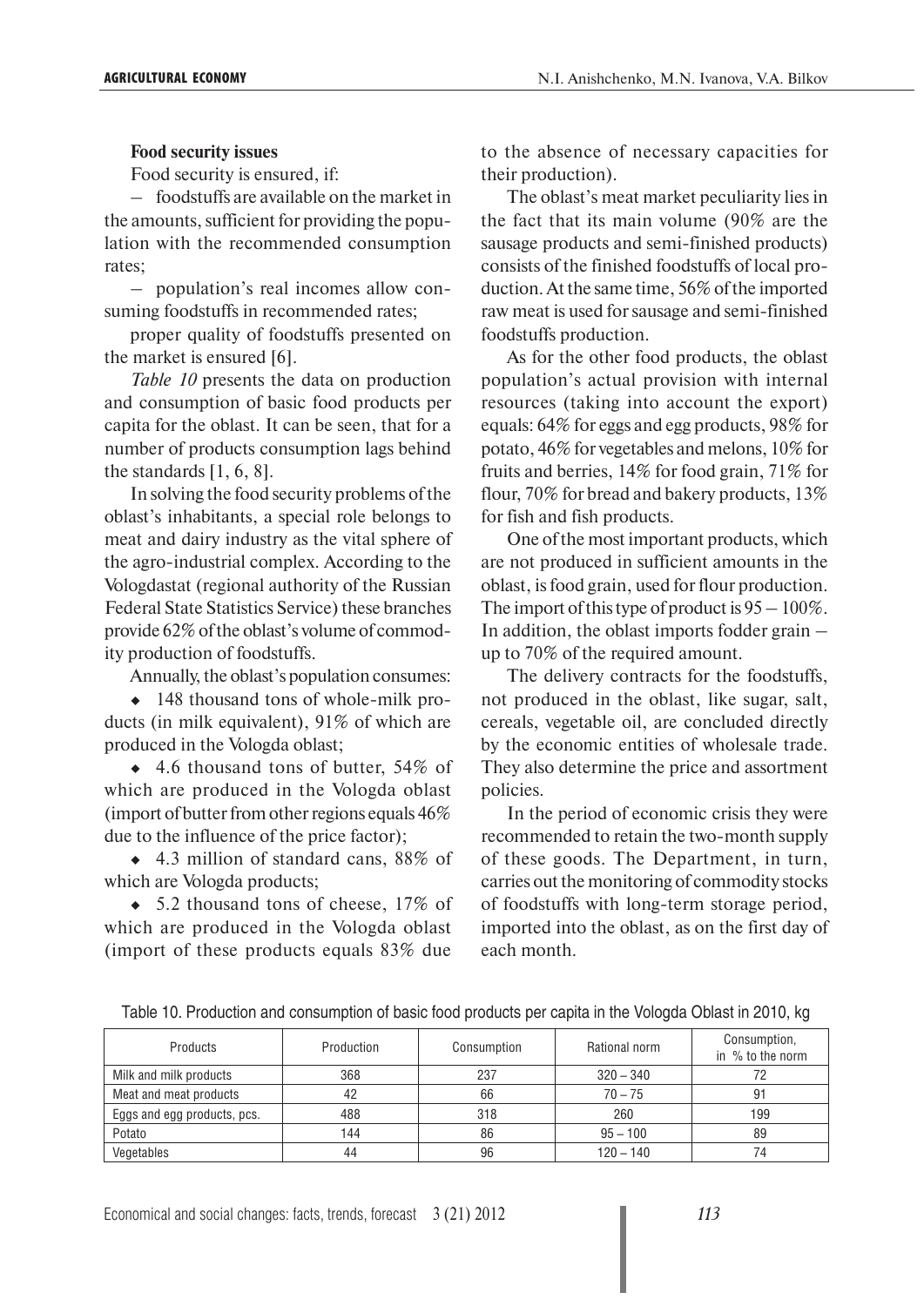**Food security issues**

Food security is ensured, if:

– foodstuffs are available on the market in the amounts, sufficient for providing the population with the recommended consumption rates;

– population's real incomes allow consuming foodstuffs in recommended rates;

proper quality of foodstuffs presented on the market is ensured [6].

*Table 10* presents the data on production and consumption of basic food products per capita for the oblast. It can be seen, that for a number of products consumption lags behind the standards [1, 6, 8].

In solving the food security problems of the oblast's inhabitants, a special role belongs to meat and dairy industry as the vital sphere of the agro-industrial complex. According to the Vologdastat (regional authority of the Russian Federal State Statistics Service) these branches provide 62% of the oblast's volume of commodity production of foodstuffs.

Annually, the oblast's population consumes:

- 148 thousand tons of whole-milk products (in milk equivalent), 91% of which are produced in the Vologda oblast;
- 4.6 thousand tons of butter, 54% of which are produced in the Vologda oblast (import of butter from other regions equals 46% due to the influence of the price factor);
- 4.3 million of standard cans, 88% of which are Vologda products;
- 5.2 thousand tons of cheese, 17% of which are produced in the Vologda oblast (import of these products equals 83% due to the absence of necessary capacities for their production).

The oblast's meat market peculiarity lies in the fact that its main volume (90% are the sausage products and semi-finished products) consists of the finished foodstuffs of local production. At the same time, 56% of the imported raw meat is used for sausage and semi-finished foodstuffs production.

As for the other food products, the oblast population's actual provision with internal resources (taking into account the export) equals: 64% for eggs and egg products, 98% for potato, 46% for vegetables and melons, 10% for fruits and berries, 14% for food grain, 71% for flour, 70% for bread and bakery products, 13% for fish and fish products.

One of the most important products, which are not produced in sufficient amounts in the oblast, is food grain, used for flour production. The import of this type of product is 95 – 100%. In addition, the oblast imports fodder grain – up to 70% of the required amount.

The delivery contracts for the foodstuffs, not produced in the oblast, like sugar, salt, cereals, vegetable oil, are concluded directly by the economic entities of wholesale trade. They also determine the price and assortment policies.

In the period of economic crisis they were recommended to retain the two-month supply of these goods. The Department, in turn, carries out the monitoring of commodity stocks of foodstuffs with long-term storage period, imported into the oblast, as on the first day of each month.

Table 10. Production and consumption of basic food products per capita in the Vologda Oblast in 2010, kg

| Products | Production | Consumption | Rational norm | Consumption, in % to the norm |
|---|---|---|---|---|
| Milk and milk products | 368 | 237 | 320 – 340 | 72 |
| Meat and meat products | 42 | 66 | 70 – 75 | 91 |
| Eggs and egg products, pcs. | 488 | 318 | 260 | 199 |
| Potato | 144 | 86 | 95 – 100 | 89 |
| Vegetables | 44 | 96 | 120 – 140 | 74 |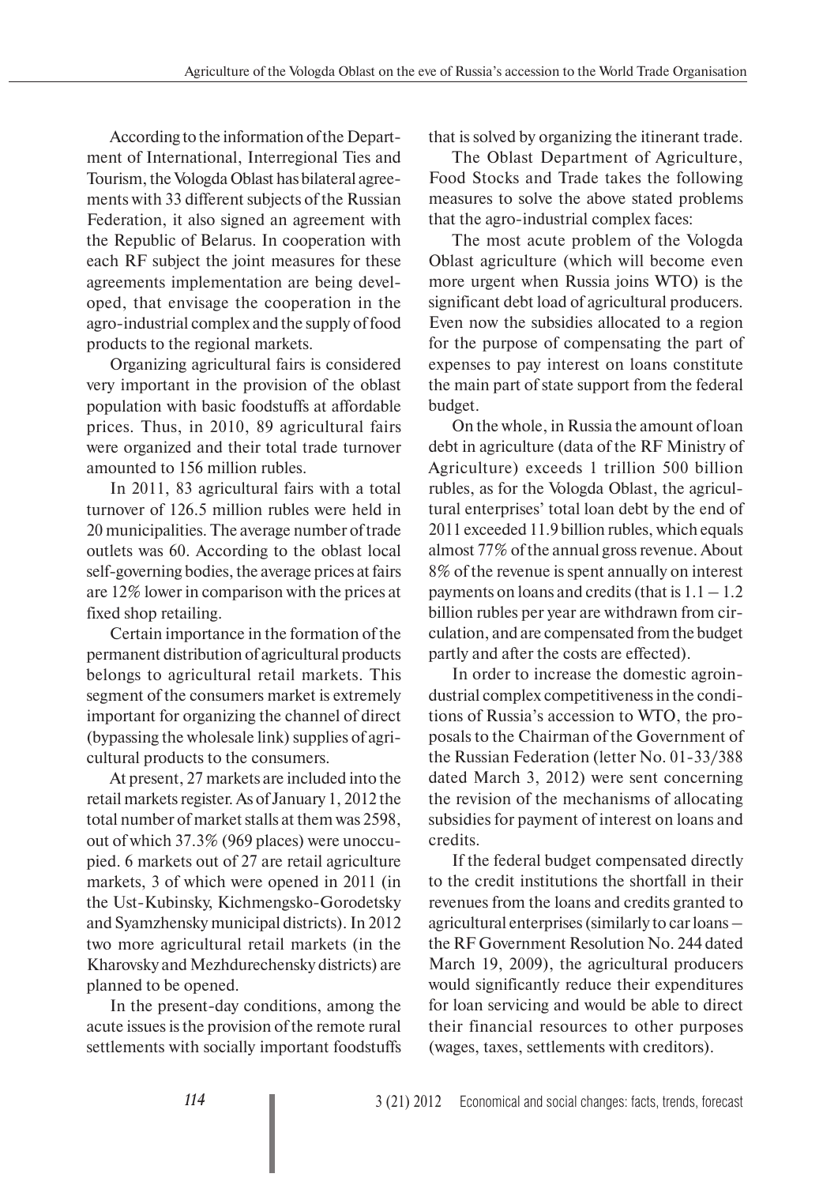According to the information of the Department of International, Interregional Ties and Tourism, the Vologda Oblast has bilateral agreements with 33 different subjects of the Russian Federation, it also signed an agreement with the Republic of Belarus. In cooperation with each RF subject the joint measures for these agreements implementation are being developed, that envisage the cooperation in the agro-industrial complex and the supply of food products to the regional markets.

Organizing agricultural fairs is considered very important in the provision of the oblast population with basic foodstuffs at affordable prices. Thus, in 2010, 89 agricultural fairs were organized and their total trade turnover amounted to 156 million rubles.

In 2011, 83 agricultural fairs with a total turnover of 126.5 million rubles were held in 20 municipalities. The average number of trade outlets was 60. According to the oblast local self-governing bodies, the average prices at fairs are 12% lower in comparison with the prices at fixed shop retailing.

Certain importance in the formation of the permanent distribution of agricultural products belongs to agricultural retail markets. This segment of the consumers market is extremely important for organizing the channel of direct (bypassing the wholesale link) supplies of agricultural products to the consumers.

At present, 27 markets are included into the retail markets register. As of January 1, 2012 the total number of market stalls at them was 2598, out of which 37.3% (969 places) were unoccupied. 6 markets out of 27 are retail agriculture markets, 3 of which were opened in 2011 (in the Ust-Kubinsky, Kichmengsko-Gorodetsky and Syamzhensky municipal districts). In 2012 two more agricultural retail markets (in the Kharovsky and Mezhdurechensky districts) are planned to be opened.

In the present-day conditions, among the acute issues is the provision of the remote rural settlements with socially important foodstuffs that is solved by organizing the itinerant trade.

The Oblast Department of Agriculture, Food Stocks and Trade takes the following measures to solve the above stated problems that the agro-industrial complex faces:

The most acute problem of the Vologda Oblast agriculture (which will become even more urgent when Russia joins WTO) is the significant debt load of agricultural producers. Even now the subsidies allocated to a region for the purpose of compensating the part of expenses to pay interest on loans constitute the main part of state support from the federal budget.

On the whole, in Russia the amount of loan debt in agriculture (data of the RF Ministry of Agriculture) exceeds 1 trillion 500 billion rubles, as for the Vologda Oblast, the agricultural enterprises' total loan debt by the end of 2011 exceeded 11.9 billion rubles, which equals almost 77% of the annual gross revenue. About 8% of the revenue is spent annually on interest payments on loans and credits (that is 1.1 – 1.2 billion rubles per year are withdrawn from circulation, and are compensated from the budget partly and after the costs are effected).

In order to increase the domestic agroindustrial complex competitiveness in the conditions of Russia's accession to WTO, the proposals to the Chairman of the Government of the Russian Federation (letter No. 01-33/388 dated March 3, 2012) were sent concerning the revision of the mechanisms of allocating subsidies for payment of interest on loans and credits.

If the federal budget compensated directly to the credit institutions the shortfall in their revenues from the loans and credits granted to agricultural enterprises (similarly to car loans – the RF Government Resolution No. 244 dated March 19, 2009), the agricultural producers would significantly reduce their expenditures for loan servicing and would be able to direct their financial resources to other purposes (wages, taxes, settlements with creditors).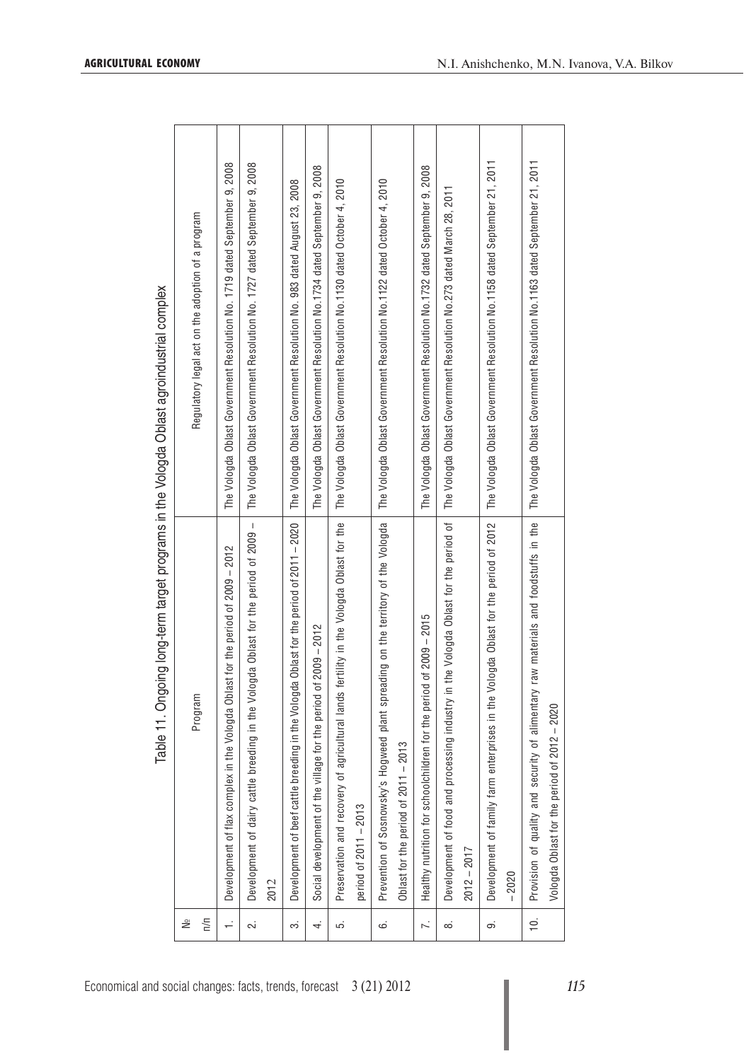Table 11. Ongoing long-term target programs in the Vologda Oblast agroindustrial complex

| № п/п | Program | Regulatory legal act on the adoption of a program |
|---|---|---|
| 1. | Development of flax complex in the Vologda Oblast for the period of 2009 – 2012 | The Vologda Oblast Government Resolution No. 1719 dated September 9, 2008 |
| 2. | Development of dairy cattle breeding in the Vologda Oblast for the period of 2009 – 2012 | The Vologda Oblast Government Resolution No. 1727 dated September 9, 2008 |
| 3. | Development of beef cattle breeding in the Vologda Oblast for the period of 2011 – 2020 | The Vologda Oblast Government Resolution No. 983 dated August 23, 2008 |
| 4. | Social development of the village for the period of 2009 – 2012 | The Vologda Oblast Government Resolution No.1734 dated September 9, 2008 |
| 5. | Preservation and recovery of agricultural lands fertility in the Vologda Oblast for the period of 2011 – 2013 | The Vologda Oblast Government Resolution No.1130 dated October 4, 2010 |
| 6. | Prevention of Sosnowsky's Hogweed plant spreading on the territory of the Vologda Oblast for the period of 2011 – 2013 | The Vologda Oblast Government Resolution No.1122 dated October 4, 2010 |
| 7. | Healthy nutrition for schoolchildren for the period of 2009 – 2015 | The Vologda Oblast Government Resolution No.1732 dated September 9, 2008 |
| 8. | Development of food and processing industry in the Vologda Oblast for the period of 2012 – 2017 | The Vologda Oblast Government Resolution No.273 dated March 28, 2011 |
| 9. | Development of family farm enterprises in the Vologda Oblast for the period of 2012 – 2020 | The Vologda Oblast Government Resolution No.1158 dated September 21, 2011 |
| 10. | Provision of quality and security of alimentary raw materials and foodstuffs in the Vologda Oblast for the period of 2012 – 2020 | The Vologda Oblast Government Resolution No.1163 dated September 21, 2011 |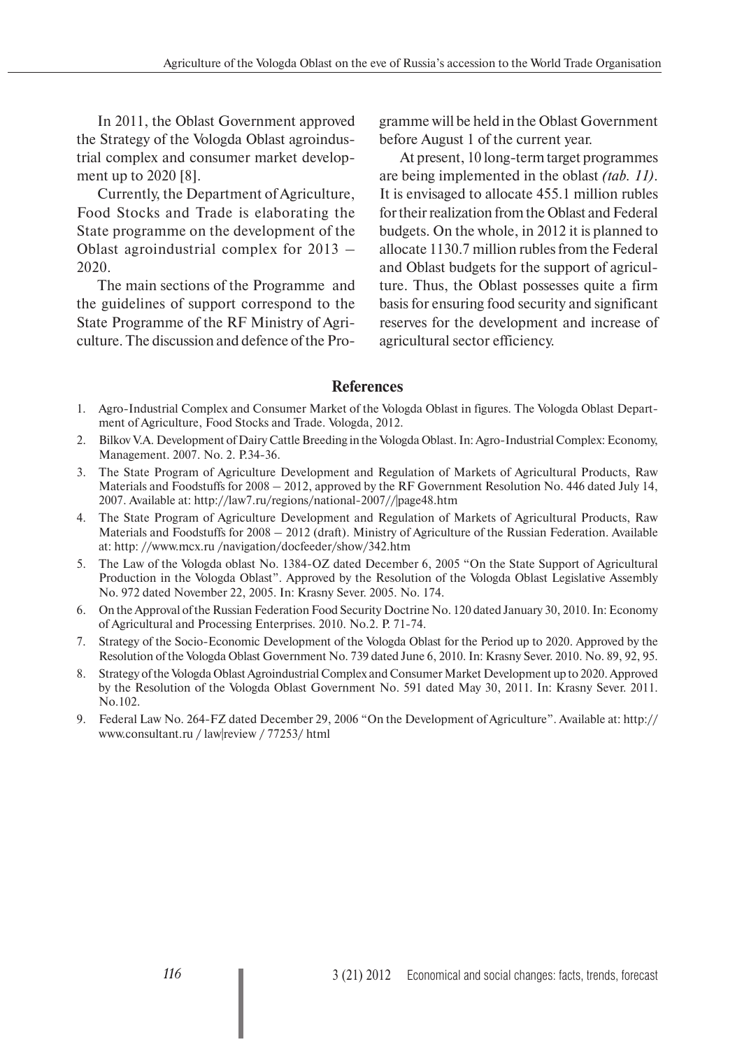In 2011, the Oblast Government approved the Strategy of the Vologda Oblast agroindustrial complex and consumer market development up to 2020 [8].

Currently, the Department of Agriculture, Food Stocks and Trade is elaborating the State programme on the development of the Oblast agroindustrial complex for 2013 – 2020.

The main sections of the Programme and the guidelines of support correspond to the State Programme of the RF Ministry of Agriculture. The discussion and defence of the Programme will be held in the Oblast Government before August 1 of the current year.

At present, 10 long-term target programmes are being implemented in the oblast *(tab. 11)*. It is envisaged to allocate 455.1 million rubles for their realization from the Oblast and Federal budgets. On the whole, in 2012 it is planned to allocate 1130.7 million rubles from the Federal and Oblast budgets for the support of agriculture. Thus, the Oblast possesses quite a firm basis for ensuring food security and significant reserves for the development and increase of agricultural sector efficiency.

## References

1. Agro-Industrial Complex and Consumer Market of the Vologda Oblast in figures. The Vologda Oblast Department of Agriculture, Food Stocks and Trade. Vologda, 2012.
2. Bilkov V.A. Development of Dairy Cattle Breeding in the Vologda Oblast. In: Agro-Industrial Complex: Economy, Management. 2007. No. 2. P.34-36.
3. The State Program of Agriculture Development and Regulation of Markets of Agricultural Products, Raw Materials and Foodstuffs for 2008 – 2012, approved by the RF Government Resolution No. 446 dated July 14, 2007. Available at: http://law7.ru/regions/national-2007//|page48.htm
4. The State Program of Agriculture Development and Regulation of Markets of Agricultural Products, Raw Materials and Foodstuffs for 2008 – 2012 (draft). Ministry of Agriculture of the Russian Federation. Available at: http: //www.mcx.ru /navigation/docfeeder/show/342.htm
5. The Law of the Vologda oblast No. 1384-OZ dated December 6, 2005 "On the State Support of Agricultural Production in the Vologda Oblast". Approved by the Resolution of the Vologda Oblast Legislative Assembly No. 972 dated November 22, 2005. In: Krasny Sever. 2005. No. 174.
6. On the Approval of the Russian Federation Food Security Doctrine No. 120 dated January 30, 2010. In: Economy of Agricultural and Processing Enterprises. 2010. No.2. P. 71-74.
7. Strategy of the Socio-Economic Development of the Vologda Oblast for the Period up to 2020. Approved by the Resolution of the Vologda Oblast Government No. 739 dated June 6, 2010. In: Krasny Sever. 2010. No. 89, 92, 95.
8. Strategy of the Vologda Oblast Agroindustrial Complex and Consumer Market Development up to 2020. Approved by the Resolution of the Vologda Oblast Government No. 591 dated May 30, 2011. In: Krasny Sever. 2011. No.102.
9. Federal Law No. 264-FZ dated December 29, 2006 "On the Development of Agriculture". Available at: http:// www.consultant.ru / law|review / 77253/ html